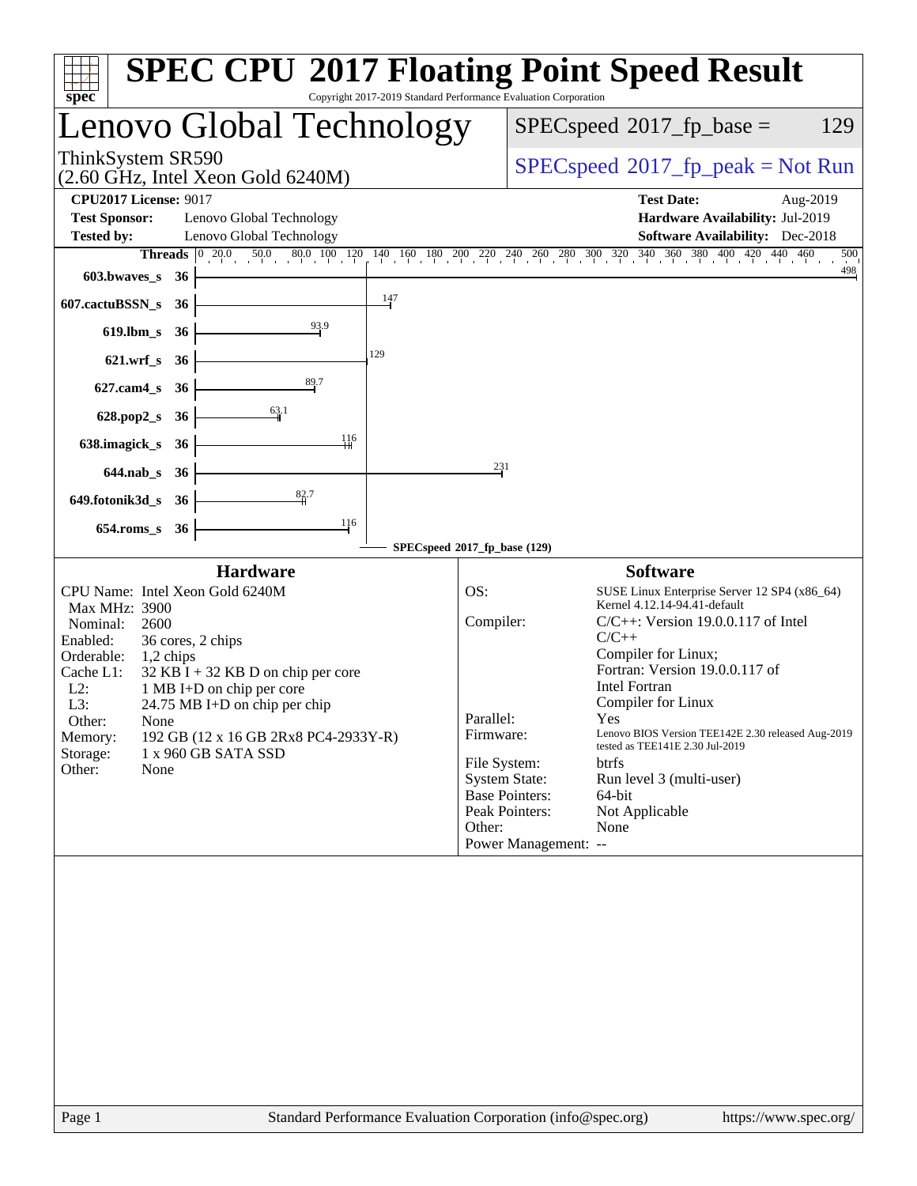# SPEC CPU®2017 Floating Point Speed Result

Copyright 2017-2019 Standard Performance Evaluation Corporation

## Lenovo Global Technology

ThinkSystem SR590
(2.60 GHz, Intel Xeon Gold 6240M)

SPECspeed®2017_fp_base = 129

SPECspeed®2017_fp_peak = Not Run

**CPU2017 License:** 9017
**Test Sponsor:** Lenovo Global Technology
**Tested by:** Lenovo Global Technology

**Test Date:** Aug-2019
**Hardware Availability:** Jul-2019
**Software Availability:** Dec-2018

| Benchmark | Threads | Base |
|---|---|---|
| 603.bwaves_s | 36 | 498 |
| 607.cactuBSSN_s | 36 | 147 |
| 619.lbm_s | 36 | 93.9 |
| 621.wrf_s | 36 | 129 |
| 627.cam4_s | 36 | 89.7 |
| 628.pop2_s | 36 | 63.1 |
| 638.imagick_s | 36 | 116 |
| 644.nab_s | 36 | 231 |
| 649.fotonik3d_s | 36 | 82.7 |
| 654.roms_s | 36 | 116 |

SPECspeed®2017_fp_base (129)

### Hardware

- CPU Name: Intel Xeon Gold 6240M
- Max MHz: 3900
- Nominal: 2600
- Enabled: 36 cores, 2 chips
- Orderable: 1,2 chips
- Cache L1: 32 KB I + 32 KB D on chip per core
- L2: 1 MB I+D on chip per core
- L3: 24.75 MB I+D on chip per chip
- Other: None
- Memory: 192 GB (12 x 16 GB 2Rx8 PC4-2933Y-R)
- Storage: 1 x 960 GB SATA SSD
- Other: None

### Software

- OS: SUSE Linux Enterprise Server 12 SP4 (x86_64) Kernel 4.12.14-94.41-default
- Compiler: C/C++: Version 19.0.0.117 of Intel C/C++ Compiler for Linux; Fortran: Version 19.0.0.117 of Intel Fortran Compiler for Linux
- Parallel: Yes
- Firmware: Lenovo BIOS Version TEE142E 2.30 released Aug-2019 tested as TEE141E 2.30 Jul-2019
- File System: btrfs
- System State: Run level 3 (multi-user)
- Base Pointers: 64-bit
- Peak Pointers: Not Applicable
- Other: None
- Power Management: --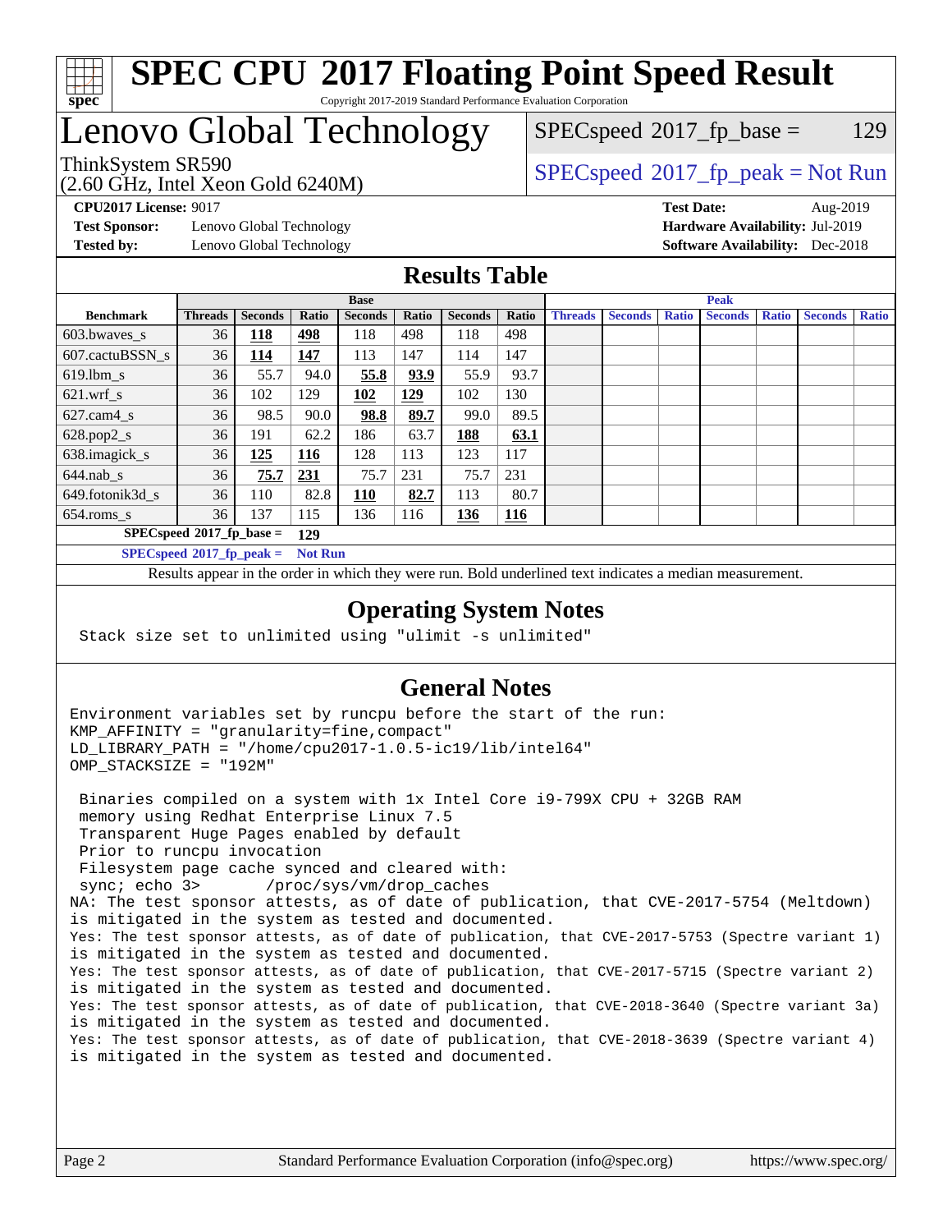# SPEC CPU 2017 Floating Point Speed Result

Copyright 2017-2019 Standard Performance Evaluation Corporation

# Lenovo Global Technology

ThinkSystem SR590
(2.60 GHz, Intel Xeon Gold 6240M)

SPECspeed 2017_fp_base = 129

SPECspeed 2017_fp_peak = Not Run

**CPU2017 License:** 9017
**Test Sponsor:** Lenovo Global Technology
**Tested by:** Lenovo Global Technology

**Test Date:** Aug-2019
**Hardware Availability:** Jul-2019
**Software Availability:** Dec-2018

## Results Table

| Benchmark | Base | | | | | | | Peak | | | | | | |
|---|---|---|---|---|---|---|---|---|---|---|---|---|---|---|
| | Threads | Seconds | Ratio | Seconds | Ratio | Seconds | Ratio | Threads | Seconds | Ratio | Seconds | Ratio | Seconds | Ratio |
| 603.bwaves_s | 36 | **118** | **498** | 118 | 498 | 118 | 498 | | | | | | | |
| 607.cactuBSSN_s | 36 | **114** | **147** | 113 | 147 | 114 | 147 | | | | | | | |
| 619.lbm_s | 36 | 55.7 | 94.0 | **55.8** | **93.9** | 55.9 | 93.7 | | | | | | | |
| 621.wrf_s | 36 | 102 | 129 | **102** | **129** | 102 | 130 | | | | | | | |
| 627.cam4_s | 36 | 98.5 | 90.0 | **98.8** | **89.7** | 99.0 | 89.5 | | | | | | | |
| 628.pop2_s | 36 | 191 | 62.2 | 186 | 63.7 | **188** | **63.1** | | | | | | | |
| 638.imagick_s | 36 | **125** | **116** | 128 | 113 | 123 | 117 | | | | | | | |
| 644.nab_s | 36 | **75.7** | **231** | 75.7 | 231 | 75.7 | 231 | | | | | | | |
| 649.fotonik3d_s | 36 | 110 | 82.8 | **110** | **82.7** | 113 | 80.7 | | | | | | | |
| 654.roms_s | 36 | 137 | 115 | 136 | 116 | **136** | **116** | | | | | | | |

**SPECspeed 2017_fp_base = 129**

**SPECspeed 2017_fp_peak = Not Run**

Results appear in the order in which they were run. Bold underlined text indicates a median measurement.

## Operating System Notes

```
Stack size set to unlimited using "ulimit -s unlimited"
```

## General Notes

```
Environment variables set by runcpu before the start of the run:
KMP_AFFINITY = "granularity=fine,compact"
LD_LIBRARY_PATH = "/home/cpu2017-1.0.5-ic19/lib/intel64"
OMP_STACKSIZE = "192M"

 Binaries compiled on a system with 1x Intel Core i9-799X CPU + 32GB RAM
 memory using Redhat Enterprise Linux 7.5
 Transparent Huge Pages enabled by default
 Prior to runcpu invocation
 Filesystem page cache synced and cleared with:
 sync; echo 3>       /proc/sys/vm/drop_caches
NA: The test sponsor attests, as of date of publication, that CVE-2017-5754 (Meltdown)
is mitigated in the system as tested and documented.
Yes: The test sponsor attests, as of date of publication, that CVE-2017-5753 (Spectre variant 1)
is mitigated in the system as tested and documented.
Yes: The test sponsor attests, as of date of publication, that CVE-2017-5715 (Spectre variant 2)
is mitigated in the system as tested and documented.
Yes: The test sponsor attests, as of date of publication, that CVE-2018-3640 (Spectre variant 3a)
is mitigated in the system as tested and documented.
Yes: The test sponsor attests, as of date of publication, that CVE-2018-3639 (Spectre variant 4)
is mitigated in the system as tested and documented.
```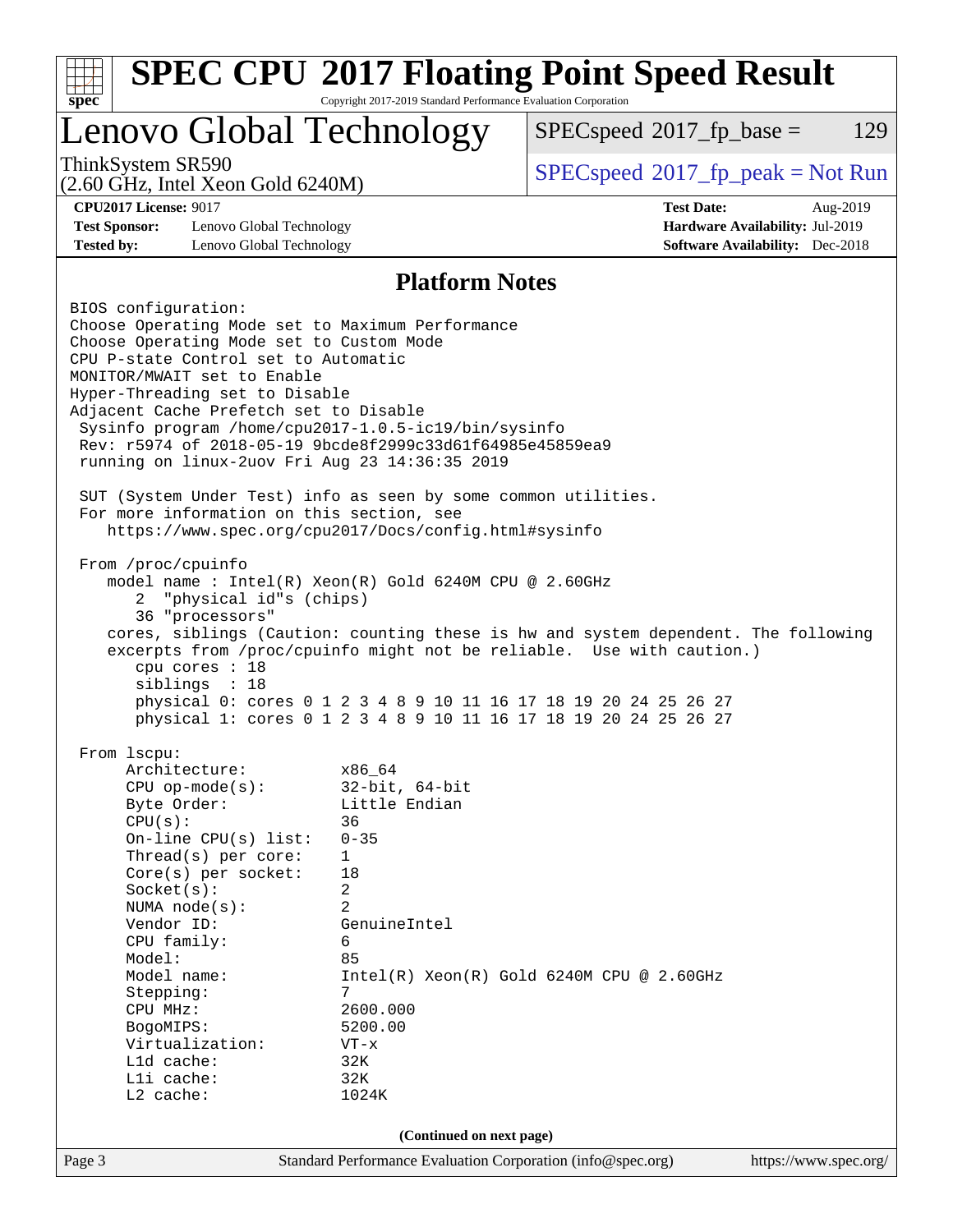# SPEC CPU 2017 Floating Point Speed Result

Copyright 2017-2019 Standard Performance Evaluation Corporation

## Lenovo Global Technology

ThinkSystem SR590
(2.60 GHz, Intel Xeon Gold 6240M)

SPECspeed 2017_fp_base = 129

SPECspeed 2017_fp_peak = Not Run

**CPU2017 License:** 9017
**Test Sponsor:** Lenovo Global Technology
**Tested by:** Lenovo Global Technology

**Test Date:** Aug-2019
**Hardware Availability:** Jul-2019
**Software Availability:** Dec-2018

## Platform Notes

```
BIOS configuration:
Choose Operating Mode set to Maximum Performance
Choose Operating Mode set to Custom Mode
CPU P-state Control set to Automatic
MONITOR/MWAIT set to Enable
Hyper-Threading set to Disable
Adjacent Cache Prefetch set to Disable
 Sysinfo program /home/cpu2017-1.0.5-ic19/bin/sysinfo
 Rev: r5974 of 2018-05-19 9bcde8f2999c33d61f64985e45859ea9
 running on linux-2uov Fri Aug 23 14:36:35 2019

 SUT (System Under Test) info as seen by some common utilities.
 For more information on this section, see
    https://www.spec.org/cpu2017/Docs/config.html#sysinfo

 From /proc/cpuinfo
    model name : Intel(R) Xeon(R) Gold 6240M CPU @ 2.60GHz
       2  "physical id"s (chips)
       36 "processors"
    cores, siblings (Caution: counting these is hw and system dependent. The following
    excerpts from /proc/cpuinfo might not be reliable.  Use with caution.)
       cpu cores : 18
       siblings  : 18
       physical 0: cores 0 1 2 3 4 8 9 10 11 16 17 18 19 20 24 25 26 27
       physical 1: cores 0 1 2 3 4 8 9 10 11 16 17 18 19 20 24 25 26 27

 From lscpu:
      Architecture:          x86_64
      CPU op-mode(s):        32-bit, 64-bit
      Byte Order:            Little Endian
      CPU(s):                36
      On-line CPU(s) list:   0-35
      Thread(s) per core:    1
      Core(s) per socket:    18
      Socket(s):             2
      NUMA node(s):          2
      Vendor ID:             GenuineIntel
      CPU family:            6
      Model:                 85
      Model name:            Intel(R) Xeon(R) Gold 6240M CPU @ 2.60GHz
      Stepping:              7
      CPU MHz:               2600.000
      BogoMIPS:              5200.00
      Virtualization:        VT-x
      L1d cache:             32K
      L1i cache:             32K
      L2 cache:              1024K
```

(Continued on next page)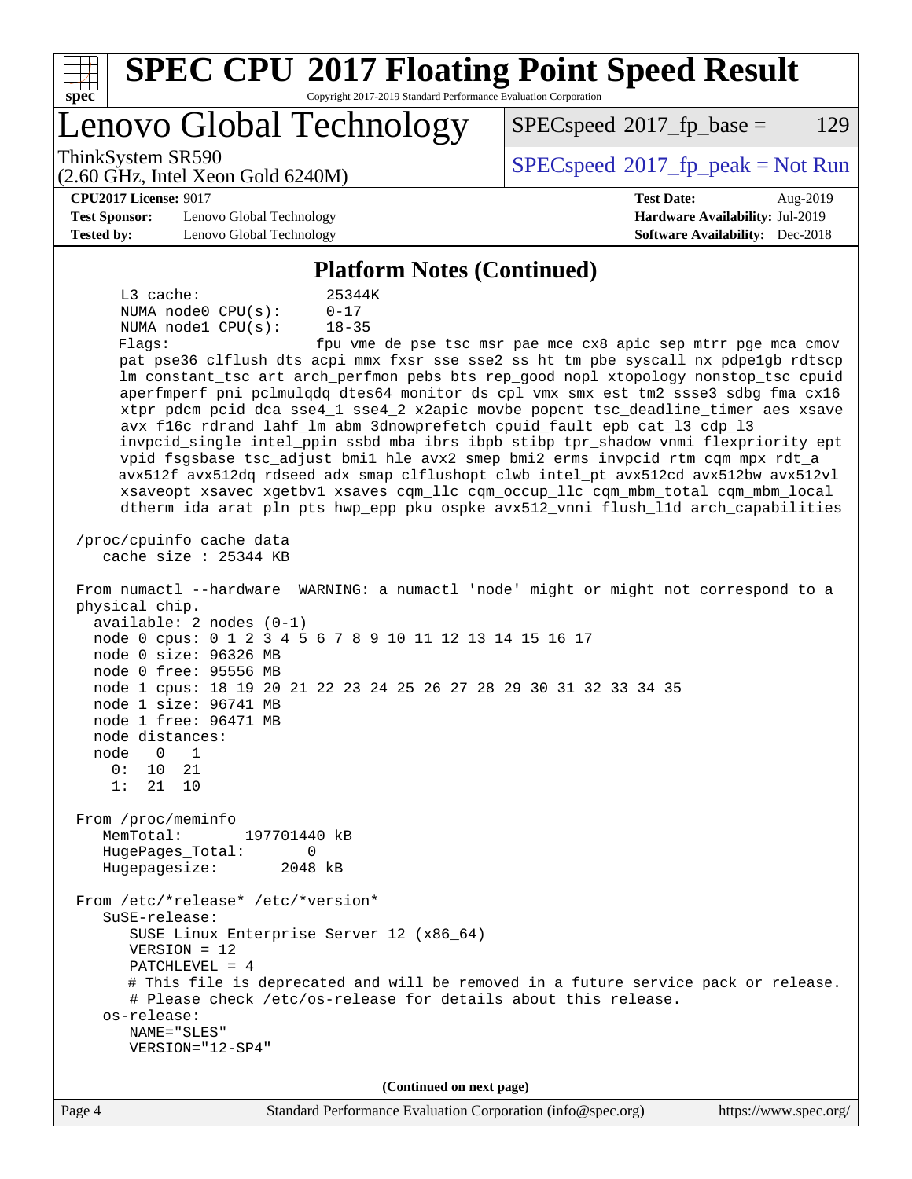## Platform Notes (Continued)

```
     L3 cache:              25344K
     NUMA node0 CPU(s):     0-17
     NUMA node1 CPU(s):     18-35
     Flags:                 fpu vme de pse tsc msr pae mce cx8 apic sep mtrr pge mca cmov
     pat pse36 clflush dts acpi mmx fxsr sse sse2 ss ht tm pbe syscall nx pdpe1gb rdtscp
     lm constant_tsc art arch_perfmon pebs bts rep_good nopl xtopology nonstop_tsc cpuid
     aperfmperf pni pclmulqdq dtes64 monitor ds_cpl vmx smx est tm2 ssse3 sdbg fma cx16
     xtpr pdcm pcid dca sse4_1 sse4_2 x2apic movbe popcnt tsc_deadline_timer aes xsave
     avx f16c rdrand lahf_lm abm 3dnowprefetch cpuid_fault epb cat_l3 cdp_l3
     invpcid_single intel_ppin ssbd mba ibrs ibpb stibp tpr_shadow vnmi flexpriority ept
     vpid fsgsbase tsc_adjust bmi1 hle avx2 smep bmi2 erms invpcid rtm cqm mpx rdt_a
     avx512f avx512dq rdseed adx smap clflushopt clwb intel_pt avx512cd avx512bw avx512vl
     xsaveopt xsavec xgetbv1 xsaves cqm_llc cqm_occup_llc cqm_mbm_total cqm_mbm_local
     dtherm ida arat pln pts hwp_epp pku ospke avx512_vnni flush_l1d arch_capabilities

 /proc/cpuinfo cache data
    cache size : 25344 KB

 From numactl --hardware  WARNING: a numactl 'node' might or might not correspond to a
 physical chip.
   available: 2 nodes (0-1)
   node 0 cpus: 0 1 2 3 4 5 6 7 8 9 10 11 12 13 14 15 16 17
   node 0 size: 96326 MB
   node 0 free: 95556 MB
   node 1 cpus: 18 19 20 21 22 23 24 25 26 27 28 29 30 31 32 33 34 35
   node 1 size: 96741 MB
   node 1 free: 96471 MB
   node distances:
   node   0   1
     0:  10  21
     1:  21  10

 From /proc/meminfo
    MemTotal:       197701440 kB
    HugePages_Total:       0
    Hugepagesize:       2048 kB

 From /etc/*release* /etc/*version*
    SuSE-release:
       SUSE Linux Enterprise Server 12 (x86_64)
       VERSION = 12
       PATCHLEVEL = 4
       # This file is deprecated and will be removed in a future service pack or release.
       # Please check /etc/os-release for details about this release.
    os-release:
       NAME="SLES"
       VERSION="12-SP4"
```

(Continued on next page)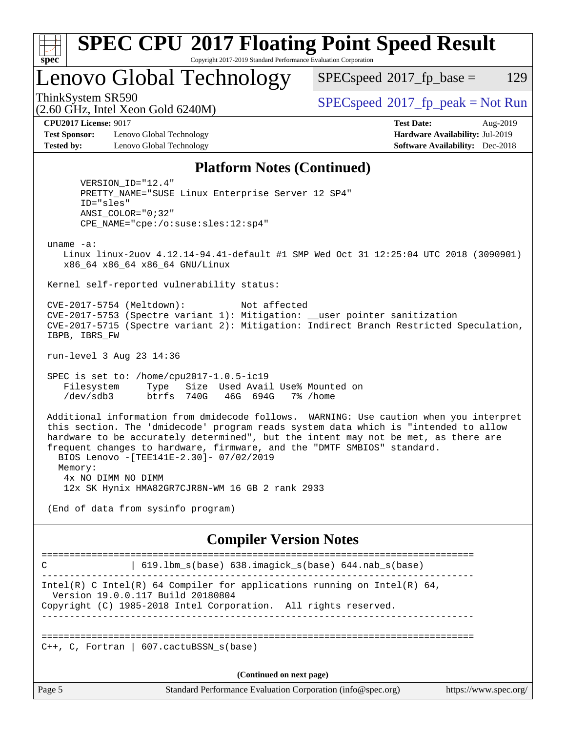## Platform Notes (Continued)

```
      VERSION_ID="12.4"
      PRETTY_NAME="SUSE Linux Enterprise Server 12 SP4"
      ID="sles"
      ANSI_COLOR="0;32"
      CPE_NAME="cpe:/o:suse:sles:12:sp4"

 uname -a:
    Linux linux-2uov 4.12.14-94.41-default #1 SMP Wed Oct 31 12:25:04 UTC 2018 (3090901)
    x86_64 x86_64 x86_64 GNU/Linux

 Kernel self-reported vulnerability status:

 CVE-2017-5754 (Meltdown):          Not affected
 CVE-2017-5753 (Spectre variant 1): Mitigation: __user pointer sanitization
 CVE-2017-5715 (Spectre variant 2): Mitigation: Indirect Branch Restricted Speculation,
 IBPB, IBRS_FW

 run-level 3 Aug 23 14:36

 SPEC is set to: /home/cpu2017-1.0.5-ic19
    Filesystem     Type   Size  Used Avail Use% Mounted on
    /dev/sdb3      btrfs  740G   46G  694G   7% /home

 Additional information from dmidecode follows.  WARNING: Use caution when you interpret
 this section. The 'dmidecode' program reads system data which is "intended to allow
 hardware to be accurately determined", but the intent may not be met, as there are
 frequent changes to hardware, firmware, and the "DMTF SMBIOS" standard.
   BIOS Lenovo -[TEE141E-2.30]- 07/02/2019
   Memory:
    4x NO DIMM NO DIMM
    12x SK Hynix HMA82GR7CJR8N-WM 16 GB 2 rank 2933

 (End of data from sysinfo program)
```

## Compiler Version Notes

```
==============================================================================
C               | 619.lbm_s(base) 638.imagick_s(base) 644.nab_s(base)
------------------------------------------------------------------------------
Intel(R) C Intel(R) 64 Compiler for applications running on Intel(R) 64,
  Version 19.0.0.117 Build 20180804
Copyright (C) 1985-2018 Intel Corporation.  All rights reserved.
------------------------------------------------------------------------------

==============================================================================
C++, C, Fortran | 607.cactuBSSN_s(base)
```

(Continued on next page)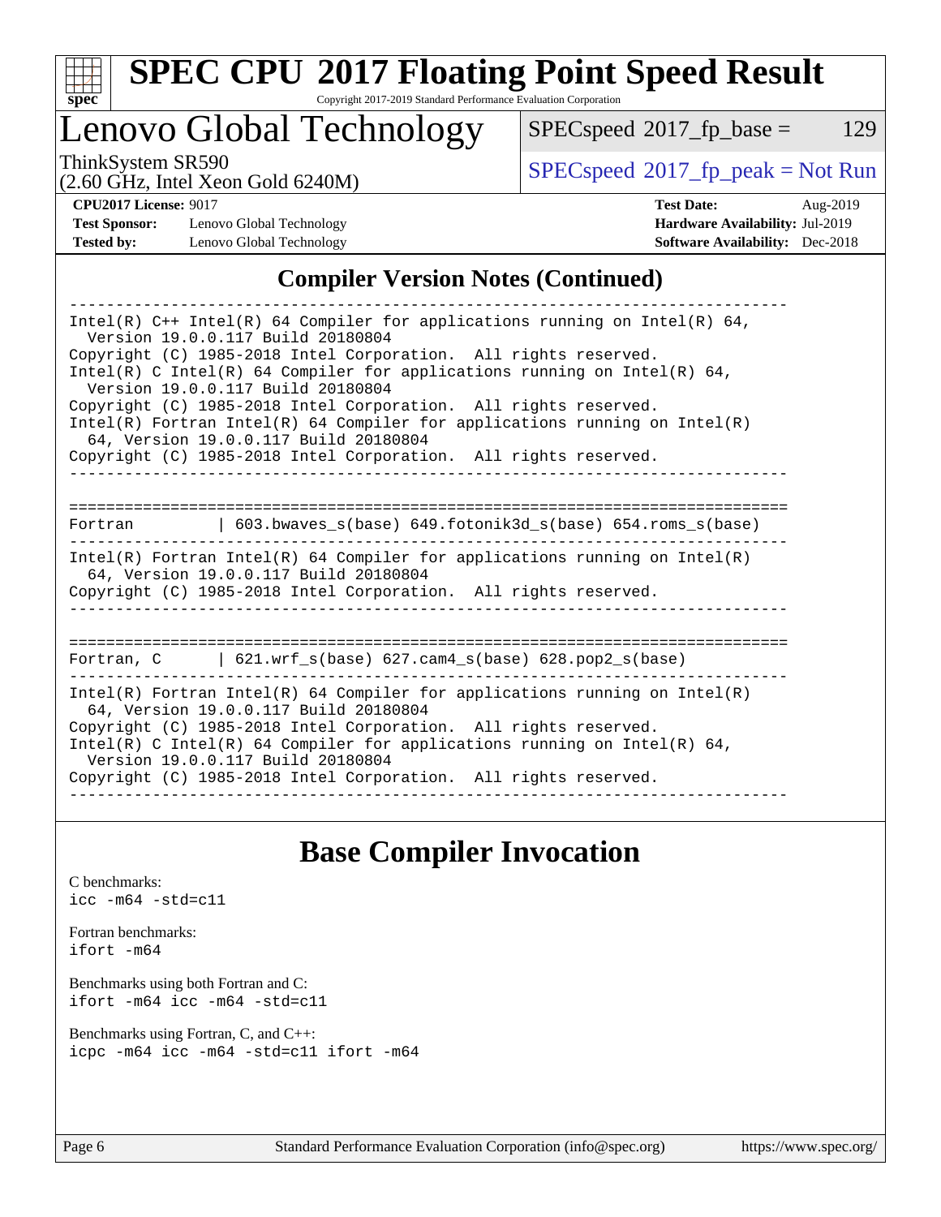## Compiler Version Notes (Continued)

```
------------------------------------------------------------------------------
Intel(R) C++ Intel(R) 64 Compiler for applications running on Intel(R) 64,
  Version 19.0.0.117 Build 20180804
Copyright (C) 1985-2018 Intel Corporation.  All rights reserved.
Intel(R) C Intel(R) 64 Compiler for applications running on Intel(R) 64,
  Version 19.0.0.117 Build 20180804
Copyright (C) 1985-2018 Intel Corporation.  All rights reserved.
Intel(R) Fortran Intel(R) 64 Compiler for applications running on Intel(R)
  64, Version 19.0.0.117 Build 20180804
Copyright (C) 1985-2018 Intel Corporation.  All rights reserved.
------------------------------------------------------------------------------

==============================================================================
Fortran         | 603.bwaves_s(base) 649.fotonik3d_s(base) 654.roms_s(base)
------------------------------------------------------------------------------
Intel(R) Fortran Intel(R) 64 Compiler for applications running on Intel(R)
  64, Version 19.0.0.117 Build 20180804
Copyright (C) 1985-2018 Intel Corporation.  All rights reserved.
------------------------------------------------------------------------------

==============================================================================
Fortran, C      | 621.wrf_s(base) 627.cam4_s(base) 628.pop2_s(base)
------------------------------------------------------------------------------
Intel(R) Fortran Intel(R) 64 Compiler for applications running on Intel(R)
  64, Version 19.0.0.117 Build 20180804
Copyright (C) 1985-2018 Intel Corporation.  All rights reserved.
Intel(R) C Intel(R) 64 Compiler for applications running on Intel(R) 64,
  Version 19.0.0.117 Build 20180804
Copyright (C) 1985-2018 Intel Corporation.  All rights reserved.
------------------------------------------------------------------------------
```

## Base Compiler Invocation

C benchmarks:
icc -m64 -std=c11

Fortran benchmarks:
ifort -m64

Benchmarks using both Fortran and C:
ifort -m64 icc -m64 -std=c11

Benchmarks using Fortran, C, and C++:
icpc -m64 icc -m64 -std=c11 ifort -m64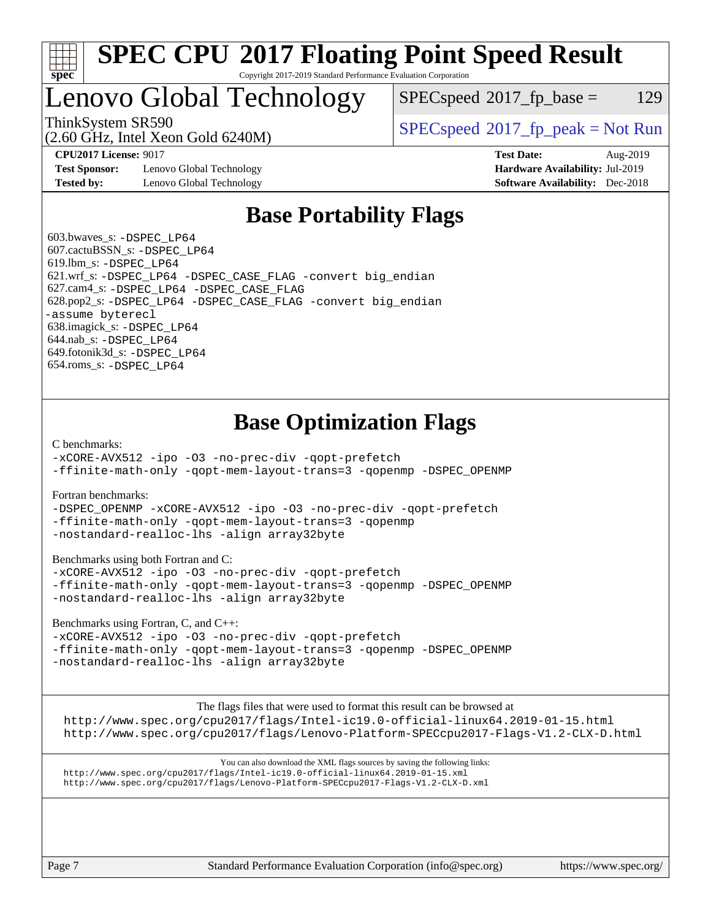# SPEC CPU 2017 Floating Point Speed Result

Copyright 2017-2019 Standard Performance Evaluation Corporation

## Lenovo Global Technology

ThinkSystem SR590
(2.60 GHz, Intel Xeon Gold 6240M)

SPECspeed 2017_fp_base = 129

SPECspeed 2017_fp_peak = Not Run

**CPU2017 License:** 9017
**Test Sponsor:** Lenovo Global Technology
**Tested by:** Lenovo Global Technology

**Test Date:** Aug-2019
**Hardware Availability:** Jul-2019
**Software Availability:** Dec-2018

## Base Portability Flags

603.bwaves_s: -DSPEC_LP64
607.cactuBSSN_s: -DSPEC_LP64
619.lbm_s: -DSPEC_LP64
621.wrf_s: -DSPEC_LP64 -DSPEC_CASE_FLAG -convert big_endian
627.cam4_s: -DSPEC_LP64 -DSPEC_CASE_FLAG
628.pop2_s: -DSPEC_LP64 -DSPEC_CASE_FLAG -convert big_endian -assume byterecl
638.imagick_s: -DSPEC_LP64
644.nab_s: -DSPEC_LP64
649.fotonik3d_s: -DSPEC_LP64
654.roms_s: -DSPEC_LP64

## Base Optimization Flags

C benchmarks:
-xCORE-AVX512 -ipo -O3 -no-prec-div -qopt-prefetch
-ffinite-math-only -qopt-mem-layout-trans=3 -qopenmp -DSPEC_OPENMP

Fortran benchmarks:
-DSPEC_OPENMP -xCORE-AVX512 -ipo -O3 -no-prec-div -qopt-prefetch
-ffinite-math-only -qopt-mem-layout-trans=3 -qopenmp
-nostandard-realloc-lhs -align array32byte

Benchmarks using both Fortran and C:
-xCORE-AVX512 -ipo -O3 -no-prec-div -qopt-prefetch
-ffinite-math-only -qopt-mem-layout-trans=3 -qopenmp -DSPEC_OPENMP
-nostandard-realloc-lhs -align array32byte

Benchmarks using Fortran, C, and C++:
-xCORE-AVX512 -ipo -O3 -no-prec-div -qopt-prefetch
-ffinite-math-only -qopt-mem-layout-trans=3 -qopenmp -DSPEC_OPENMP
-nostandard-realloc-lhs -align array32byte

The flags files that were used to format this result can be browsed at
http://www.spec.org/cpu2017/flags/Intel-ic19.0-official-linux64.2019-01-15.html
http://www.spec.org/cpu2017/flags/Lenovo-Platform-SPECcpu2017-Flags-V1.2-CLX-D.html

You can also download the XML flags sources by saving the following links:
http://www.spec.org/cpu2017/flags/Intel-ic19.0-official-linux64.2019-01-15.xml
http://www.spec.org/cpu2017/flags/Lenovo-Platform-SPECcpu2017-Flags-V1.2-CLX-D.xml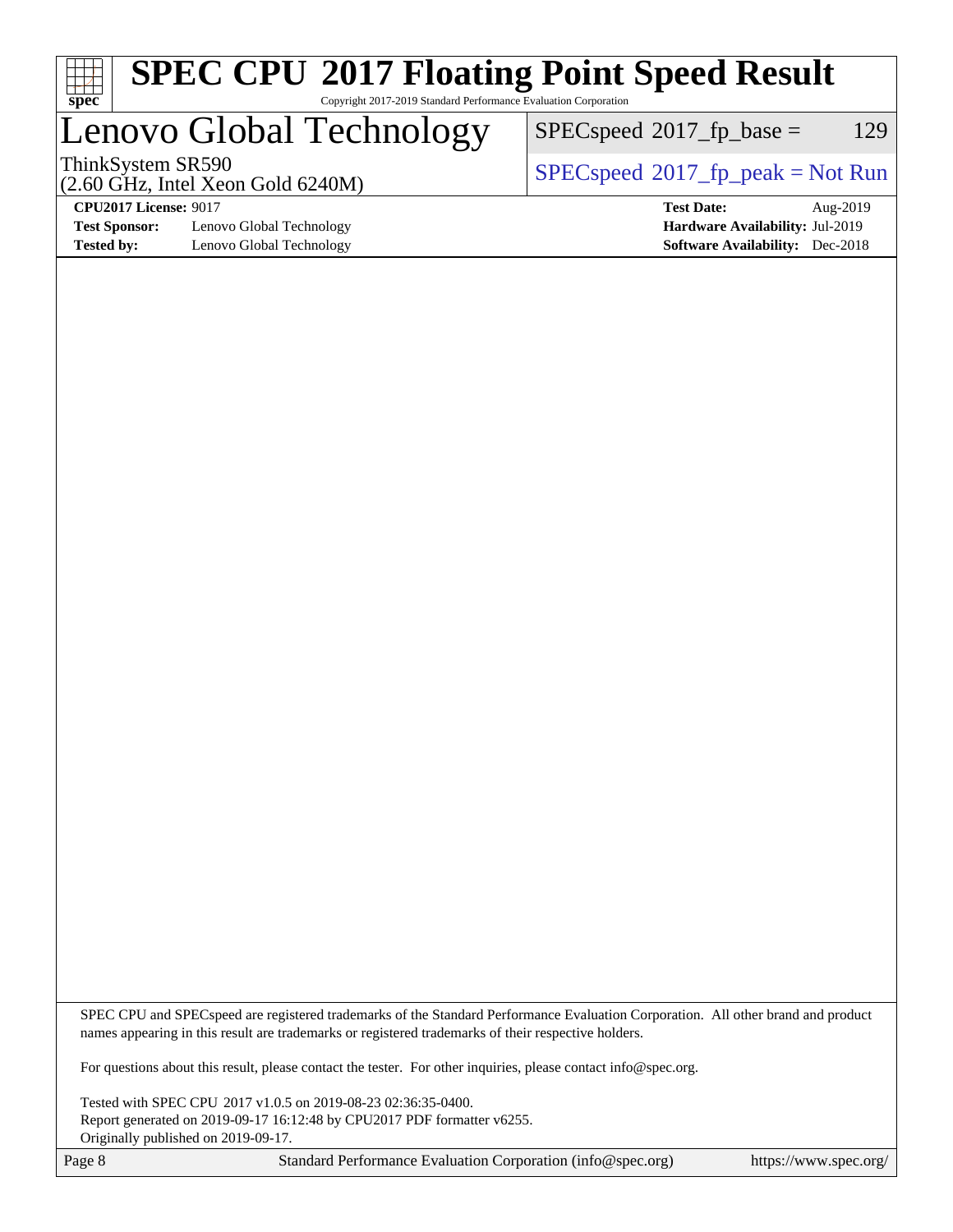SPEC CPU and SPECspeed are registered trademarks of the Standard Performance Evaluation Corporation. All other brand and product names appearing in this result are trademarks or registered trademarks of their respective holders.

For questions about this result, please contact the tester. For other inquiries, please contact info@spec.org.

Tested with SPEC CPU 2017 v1.0.5 on 2019-08-23 02:36:35-0400.
Report generated on 2019-09-17 16:12:48 by CPU2017 PDF formatter v6255.
Originally published on 2019-09-17.